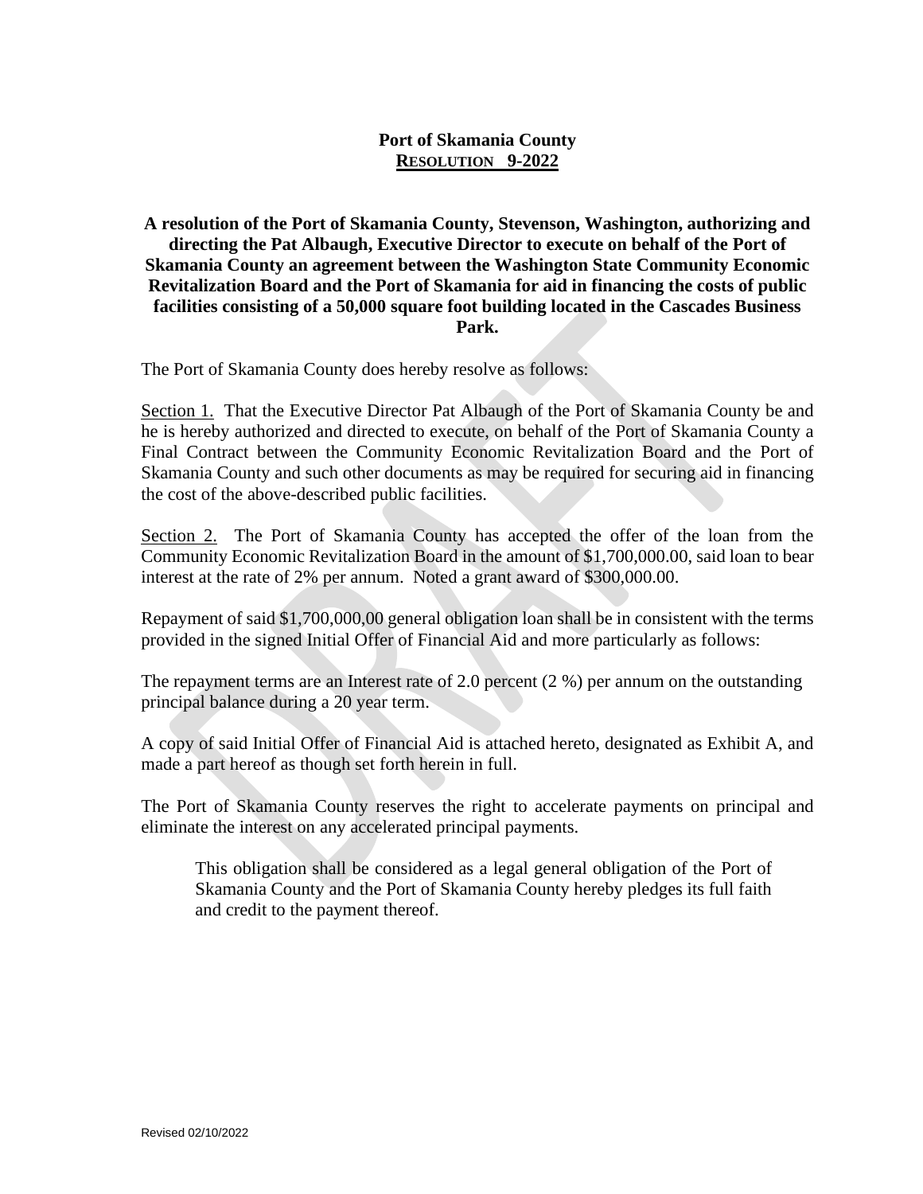**Port of Skamania County**

**RESOLUTION 9-2022**

**A resolution of the Port of Skamania County, Stevenson, Washington, authorizing and directing the Pat Albaugh, Executive Director to execute on behalf of the Port of Skamania County an agreement between the Washington State Community Economic Revitalization Board and the Port of Skamania for aid in financing the costs of public facilities consisting of a 50,000 square foot building located in the Cascades Business Park.**

The Port of Skamania County does hereby resolve as follows:

Section 1. That the Executive Director Pat Albaugh of the Port of Skamania County be and he is hereby authorized and directed to execute, on behalf of the Port of Skamania County a Final Contract between the Community Economic Revitalization Board and the Port of Skamania County and such other documents as may be required for securing aid in financing the cost of the above-described public facilities.

Section 2. The Port of Skamania County has accepted the offer of the loan from the Community Economic Revitalization Board in the amount of $1,700,000.00, said loan to bear interest at the rate of 2% per annum. Noted a grant award of $300,000.00.

Repayment of said $1,700,000,00 general obligation loan shall be in consistent with the terms provided in the signed Initial Offer of Financial Aid and more particularly as follows:

The repayment terms are an Interest rate of 2.0 percent (2 %) per annum on the outstanding principal balance during a 20 year term.

A copy of said Initial Offer of Financial Aid is attached hereto, designated as Exhibit A, and made a part hereof as though set forth herein in full.

The Port of Skamania County reserves the right to accelerate payments on principal and eliminate the interest on any accelerated principal payments.

> This obligation shall be considered as a legal general obligation of the Port of Skamania County and the Port of Skamania County hereby pledges its full faith and credit to the payment thereof.

Revised 02/10/2022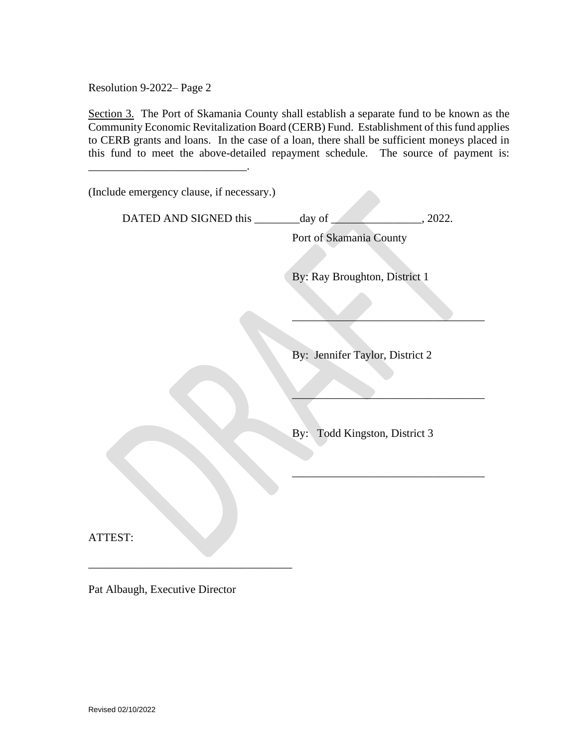Resolution 9-2022– Page 2

Section 3. The Port of Skamania County shall establish a separate fund to be known as the Community Economic Revitalization Board (CERB) Fund. Establishment of this fund applies to CERB grants and loans. In the case of a loan, there shall be sufficient moneys placed in this fund to meet the above-detailed repayment schedule. The source of payment is: ___________________________.

(Include emergency clause, if necessary.)

DATED AND SIGNED this ________day of ________________, 2022.

Port of Skamania County

By: Ray Broughton, District 1

___________________________________

By: Jennifer Taylor, District 2

___________________________________

By: Todd Kingston, District 3

___________________________________

ATTEST:

___________________________________

Pat Albaugh, Executive Director

Revised 02/10/2022